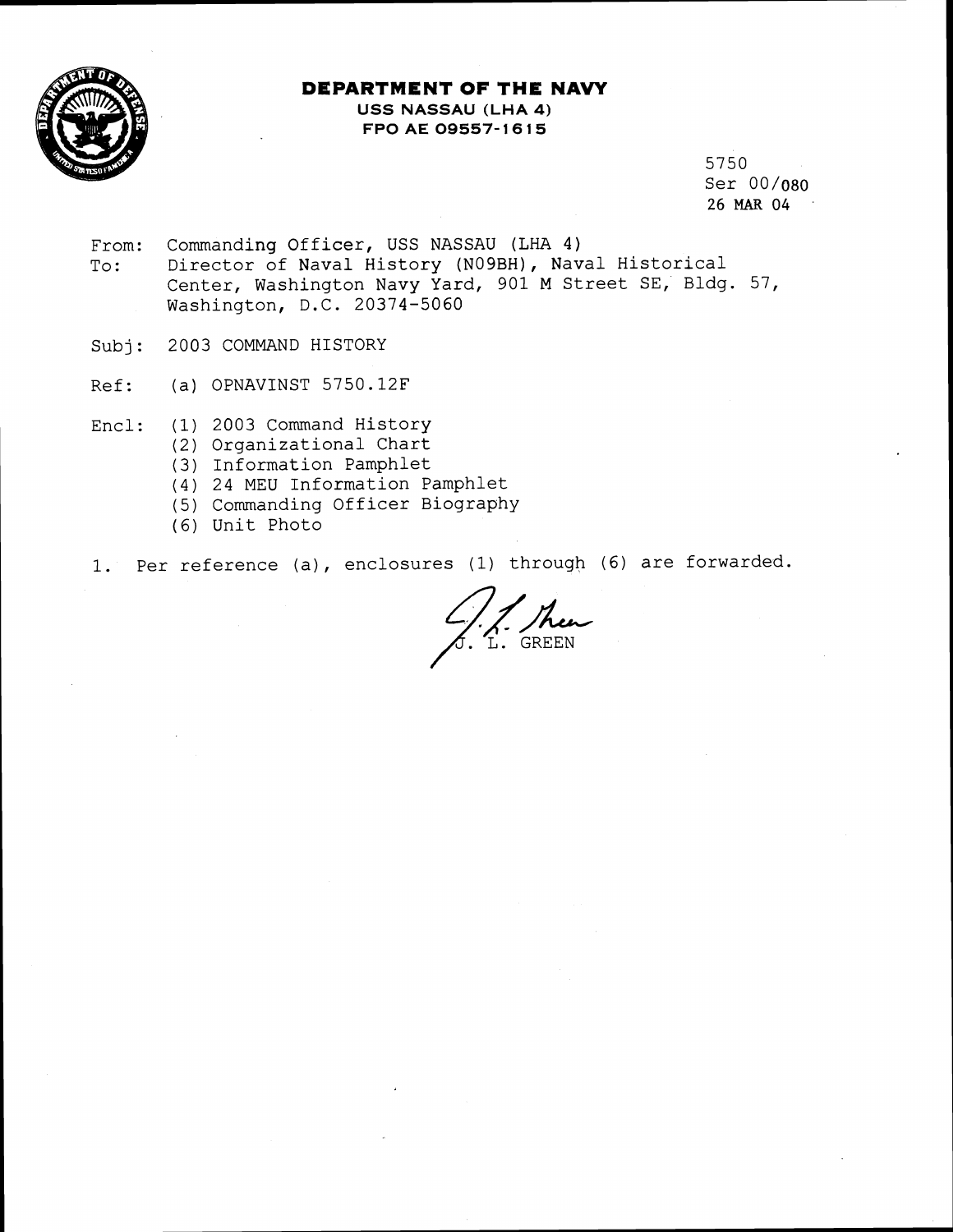**DEPARTMENT OF THE NAVY**
**USS NASSAU (LHA 4)**
**FPO AE 09557-1615**

5750
Ser 00/080
26 MAR 04

From: Commanding Officer, USS NASSAU (LHA 4)
To: Director of Naval History (N09BH), Naval Historical Center, Washington Navy Yard, 901 M Street SE, Bldg. 57, Washington, D.C. 20374-5060

Subj: 2003 COMMAND HISTORY

Ref: (a) OPNAVINST 5750.12F

Encl: (1) 2003 Command History
(2) Organizational Chart
(3) Information Pamphlet
(4) 24 MEU Information Pamphlet
(5) Commanding Officer Biography
(6) Unit Photo

1. Per reference (a), enclosures (1) through (6) are forwarded.

J. L. GREEN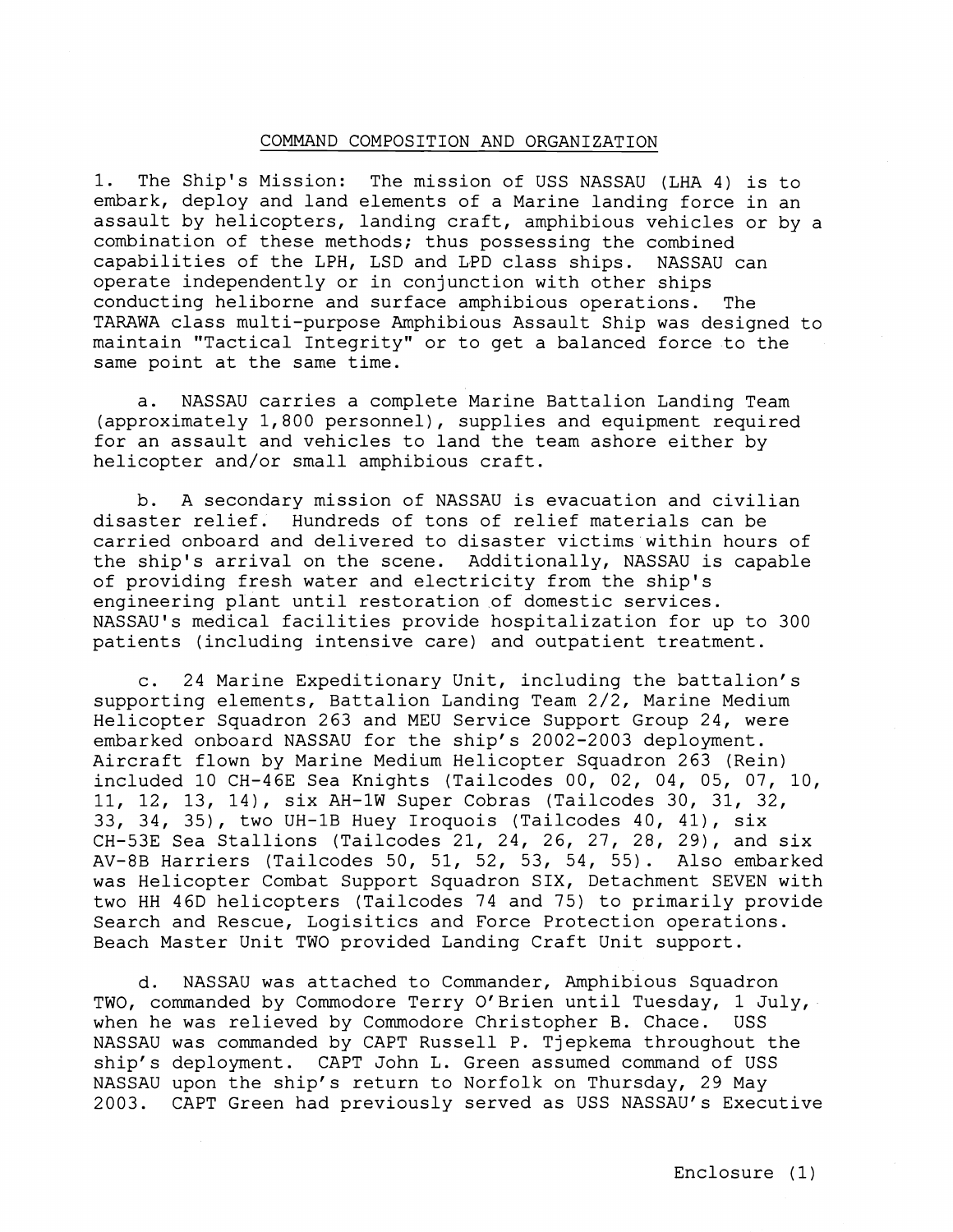## COMMAND COMPOSITION AND ORGANIZATION

1. The Ship's Mission: The mission of USS NASSAU (LHA 4) is to embark, deploy and land elements of a Marine landing force in an assault by helicopters, landing craft, amphibious vehicles or by a combination of these methods; thus possessing the combined capabilities of the LPH, LSD and LPD class ships. NASSAU can operate independently or in conjunction with other ships conducting heliborne and surface amphibious operations. The TARAWA class multi-purpose Amphibious Assault Ship was designed to maintain "Tactical Integrity" or to get a balanced force to the same point at the same time.

a. NASSAU carries a complete Marine Battalion Landing Team (approximately 1,800 personnel), supplies and equipment required for an assault and vehicles to land the team ashore either by helicopter and/or small amphibious craft.

b. A secondary mission of NASSAU is evacuation and civilian disaster relief. Hundreds of tons of relief materials can be carried onboard and delivered to disaster victims within hours of the ship's arrival on the scene. Additionally, NASSAU is capable of providing fresh water and electricity from the ship's engineering plant until restoration of domestic services. NASSAU's medical facilities provide hospitalization for up to 300 patients (including intensive care) and outpatient treatment.

c. 24 Marine Expeditionary Unit, including the battalion's supporting elements, Battalion Landing Team 2/2, Marine Medium Helicopter Squadron 263 and MEU Service Support Group 24, were embarked onboard NASSAU for the ship's 2002-2003 deployment. Aircraft flown by Marine Medium Helicopter Squadron 263 (Rein) included 10 CH-46E Sea Knights (Tailcodes 00, 02, 04, 05, 07, 10, 11, 12, 13, 14), six AH-1W Super Cobras (Tailcodes 30, 31, 32, 33, 34, 35), two UH-1B Huey Iroquois (Tailcodes 40, 41), six CH-53E Sea Stallions (Tailcodes 21, 24, 26, 27, 28, 29), and six AV-8B Harriers (Tailcodes 50, 51, 52, 53, 54, 55). Also embarked was Helicopter Combat Support Squadron SIX, Detachment SEVEN with two HH 46D helicopters (Tailcodes 74 and 75) to primarily provide Search and Rescue, Logisitics and Force Protection operations. Beach Master Unit TWO provided Landing Craft Unit support.

d. NASSAU was attached to Commander, Amphibious Squadron TWO, commanded by Commodore Terry O'Brien until Tuesday, 1 July, when he was relieved by Commodore Christopher B. Chace. USS NASSAU was commanded by CAPT Russell P. Tjepkema throughout the ship's deployment. CAPT John L. Green assumed command of USS NASSAU upon the ship's return to Norfolk on Thursday, 29 May 2003. CAPT Green had previously served as USS NASSAU's Executive

Enclosure (1)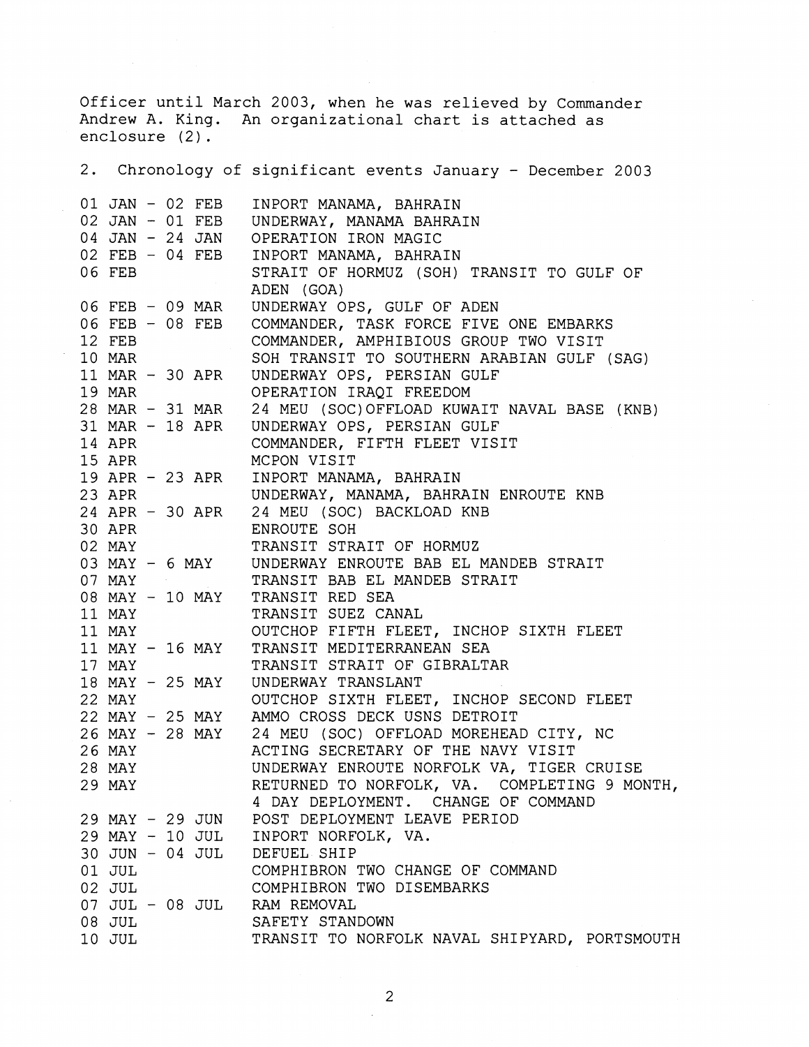Officer until March 2003, when he was relieved by Commander Andrew A. King. An organizational chart is attached as enclosure (2).

2. Chronology of significant events January - December 2003

| | |
|---|---|
| 01 JAN - 02 FEB | INPORT MANAMA, BAHRAIN |
| 02 JAN - 01 FEB | UNDERWAY, MANAMA BAHRAIN |
| 04 JAN - 24 JAN | OPERATION IRON MAGIC |
| 02 FEB - 04 FEB | INPORT MANAMA, BAHRAIN |
| 06 FEB | STRAIT OF HORMUZ (SOH) TRANSIT TO GULF OF ADEN (GOA) |
| 06 FEB - 09 MAR | UNDERWAY OPS, GULF OF ADEN |
| 06 FEB - 08 FEB | COMMANDER, TASK FORCE FIVE ONE EMBARKS |
| 12 FEB | COMMANDER, AMPHIBIOUS GROUP TWO VISIT |
| 10 MAR | SOH TRANSIT TO SOUTHERN ARABIAN GULF (SAG) |
| 11 MAR - 30 APR | UNDERWAY OPS, PERSIAN GULF |
| 19 MAR | OPERATION IRAQI FREEDOM |
| 28 MAR - 31 MAR | 24 MEU (SOC)OFFLOAD KUWAIT NAVAL BASE (KNB) |
| 31 MAR - 18 APR | UNDERWAY OPS, PERSIAN GULF |
| 14 APR | COMMANDER, FIFTH FLEET VISIT |
| 15 APR | MCPON VISIT |
| 19 APR - 23 APR | INPORT MANAMA, BAHRAIN |
| 23 APR | UNDERWAY, MANAMA, BAHRAIN ENROUTE KNB |
| 24 APR - 30 APR | 24 MEU (SOC) BACKLOAD KNB |
| 30 APR | ENROUTE SOH |
| 02 MAY | TRANSIT STRAIT OF HORMUZ |
| 03 MAY - 6 MAY | UNDERWAY ENROUTE BAB EL MANDEB STRAIT |
| 07 MAY | TRANSIT BAB EL MANDEB STRAIT |
| 08 MAY - 10 MAY | TRANSIT RED SEA |
| 11 MAY | TRANSIT SUEZ CANAL |
| 11 MAY | OUTCHOP FIFTH FLEET, INCHOP SIXTH FLEET |
| 11 MAY - 16 MAY | TRANSIT MEDITERRANEAN SEA |
| 17 MAY | TRANSIT STRAIT OF GIBRALTAR |
| 18 MAY - 25 MAY | UNDERWAY TRANSLANT |
| 22 MAY | OUTCHOP SIXTH FLEET, INCHOP SECOND FLEET |
| 22 MAY - 25 MAY | AMMO CROSS DECK USNS DETROIT |
| 26 MAY - 28 MAY | 24 MEU (SOC) OFFLOAD MOREHEAD CITY, NC |
| 26 MAY | ACTING SECRETARY OF THE NAVY VISIT |
| 28 MAY | UNDERWAY ENROUTE NORFOLK VA, TIGER CRUISE |
| 29 MAY | RETURNED TO NORFOLK, VA. COMPLETING 9 MONTH, 4 DAY DEPLOYMENT. CHANGE OF COMMAND |
| 29 MAY - 29 JUN | POST DEPLOYMENT LEAVE PERIOD |
| 29 MAY - 10 JUL | INPORT NORFOLK, VA. |
| 30 JUN - 04 JUL | DEFUEL SHIP |
| 01 JUL | COMPHIBRON TWO CHANGE OF COMMAND |
| 02 JUL | COMPHIBRON TWO DISEMBARKS |
| 07 JUL - 08 JUL | RAM REMOVAL |
| 08 JUL | SAFETY STANDOWN |
| 10 JUL | TRANSIT TO NORFOLK NAVAL SHIPYARD, PORTSMOUTH |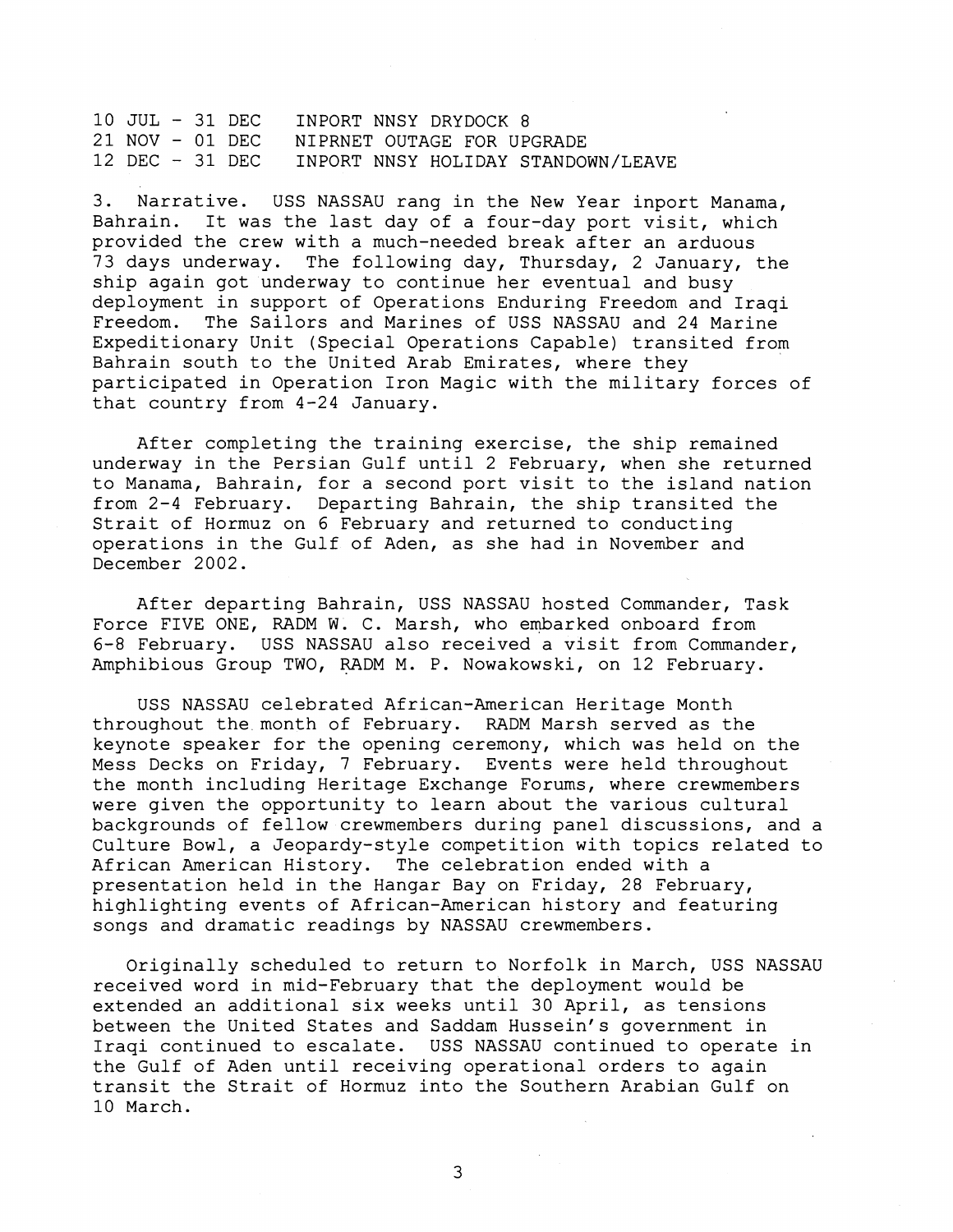| | |
|---|---|
| 10 JUL - 31 DEC | INPORT NNSY DRYDOCK 8 |
| 21 NOV - 01 DEC | NIPRNET OUTAGE FOR UPGRADE |
| 12 DEC - 31 DEC | INPORT NNSY HOLIDAY STANDOWN/LEAVE |

3. Narrative. USS NASSAU rang in the New Year inport Manama, Bahrain. It was the last day of a four-day port visit, which provided the crew with a much-needed break after an arduous 73 days underway. The following day, Thursday, 2 January, the ship again got underway to continue her eventual and busy deployment in support of Operations Enduring Freedom and Iraqi Freedom. The Sailors and Marines of USS NASSAU and 24 Marine Expeditionary Unit (Special Operations Capable) transited from Bahrain south to the United Arab Emirates, where they participated in Operation Iron Magic with the military forces of that country from 4-24 January.

After completing the training exercise, the ship remained underway in the Persian Gulf until 2 February, when she returned to Manama, Bahrain, for a second port visit to the island nation from 2-4 February. Departing Bahrain, the ship transited the Strait of Hormuz on 6 February and returned to conducting operations in the Gulf of Aden, as she had in November and December 2002.

After departing Bahrain, USS NASSAU hosted Commander, Task Force FIVE ONE, RADM W. C. Marsh, who embarked onboard from 6-8 February. USS NASSAU also received a visit from Commander, Amphibious Group TWO, RADM M. P. Nowakowski, on 12 February.

USS NASSAU celebrated African-American Heritage Month throughout the month of February. RADM Marsh served as the keynote speaker for the opening ceremony, which was held on the Mess Decks on Friday, 7 February. Events were held throughout the month including Heritage Exchange Forums, where crewmembers were given the opportunity to learn about the various cultural backgrounds of fellow crewmembers during panel discussions, and a Culture Bowl, a Jeopardy-style competition with topics related to African American History. The celebration ended with a presentation held in the Hangar Bay on Friday, 28 February, highlighting events of African-American history and featuring songs and dramatic readings by NASSAU crewmembers.

Originally scheduled to return to Norfolk in March, USS NASSAU received word in mid-February that the deployment would be extended an additional six weeks until 30 April, as tensions between the United States and Saddam Hussein's government in Iraqi continued to escalate. USS NASSAU continued to operate in the Gulf of Aden until receiving operational orders to again transit the Strait of Hormuz into the Southern Arabian Gulf on 10 March.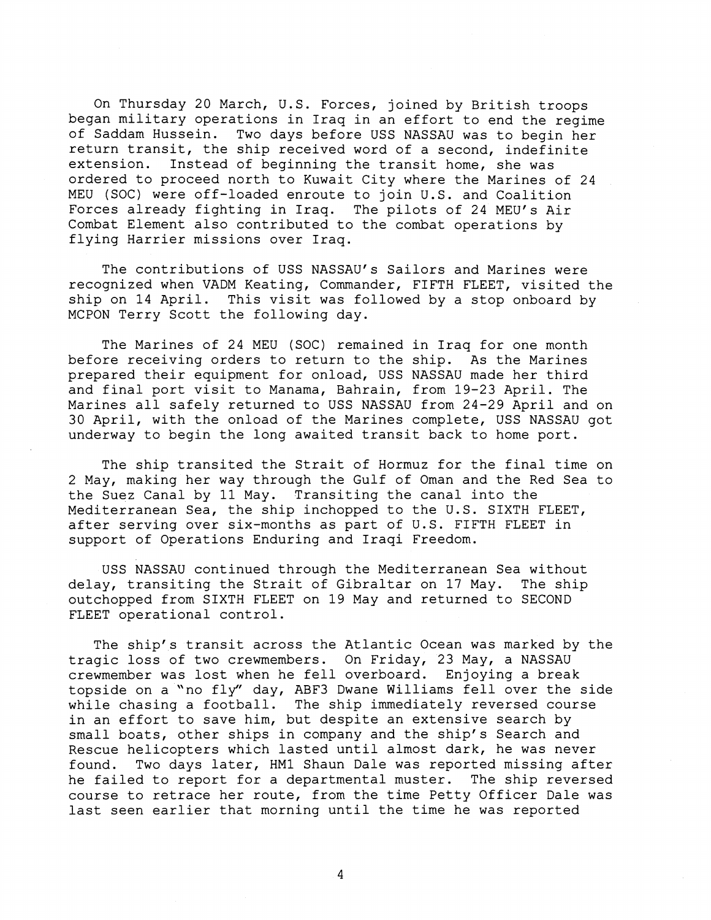On Thursday 20 March, U.S. Forces, joined by British troops began military operations in Iraq in an effort to end the regime of Saddam Hussein. Two days before USS NASSAU was to begin her return transit, the ship received word of a second, indefinite extension. Instead of beginning the transit home, she was ordered to proceed north to Kuwait City where the Marines of 24 MEU (SOC) were off-loaded enroute to join U.S. and Coalition Forces already fighting in Iraq. The pilots of 24 MEU's Air Combat Element also contributed to the combat operations by flying Harrier missions over Iraq.

The contributions of USS NASSAU's Sailors and Marines were recognized when VADM Keating, Commander, FIFTH FLEET, visited the ship on 14 April. This visit was followed by a stop onboard by MCPON Terry Scott the following day.

The Marines of 24 MEU (SOC) remained in Iraq for one month before receiving orders to return to the ship. As the Marines prepared their equipment for onload, USS NASSAU made her third and final port visit to Manama, Bahrain, from 19-23 April. The Marines all safely returned to USS NASSAU from 24-29 April and on 30 April, with the onload of the Marines complete, USS NASSAU got underway to begin the long awaited transit back to home port.

The ship transited the Strait of Hormuz for the final time on 2 May, making her way through the Gulf of Oman and the Red Sea to the Suez Canal by 11 May. Transiting the canal into the Mediterranean Sea, the ship inchopped to the U.S. SIXTH FLEET, after serving over six-months as part of U.S. FIFTH FLEET in support of Operations Enduring and Iraqi Freedom.

USS NASSAU continued through the Mediterranean Sea without delay, transiting the Strait of Gibraltar on 17 May. The ship outchopped from SIXTH FLEET on 19 May and returned to SECOND FLEET operational control.

The ship's transit across the Atlantic Ocean was marked by the tragic loss of two crewmembers. On Friday, 23 May, a NASSAU crewmember was lost when he fell overboard. Enjoying a break topside on a "no fly" day, ABF3 Dwane Williams fell over the side while chasing a football. The ship immediately reversed course in an effort to save him, but despite an extensive search by small boats, other ships in company and the ship's Search and Rescue helicopters which lasted until almost dark, he was never found. Two days later, HM1 Shaun Dale was reported missing after he failed to report for a departmental muster. The ship reversed course to retrace her route, from the time Petty Officer Dale was last seen earlier that morning until the time he was reported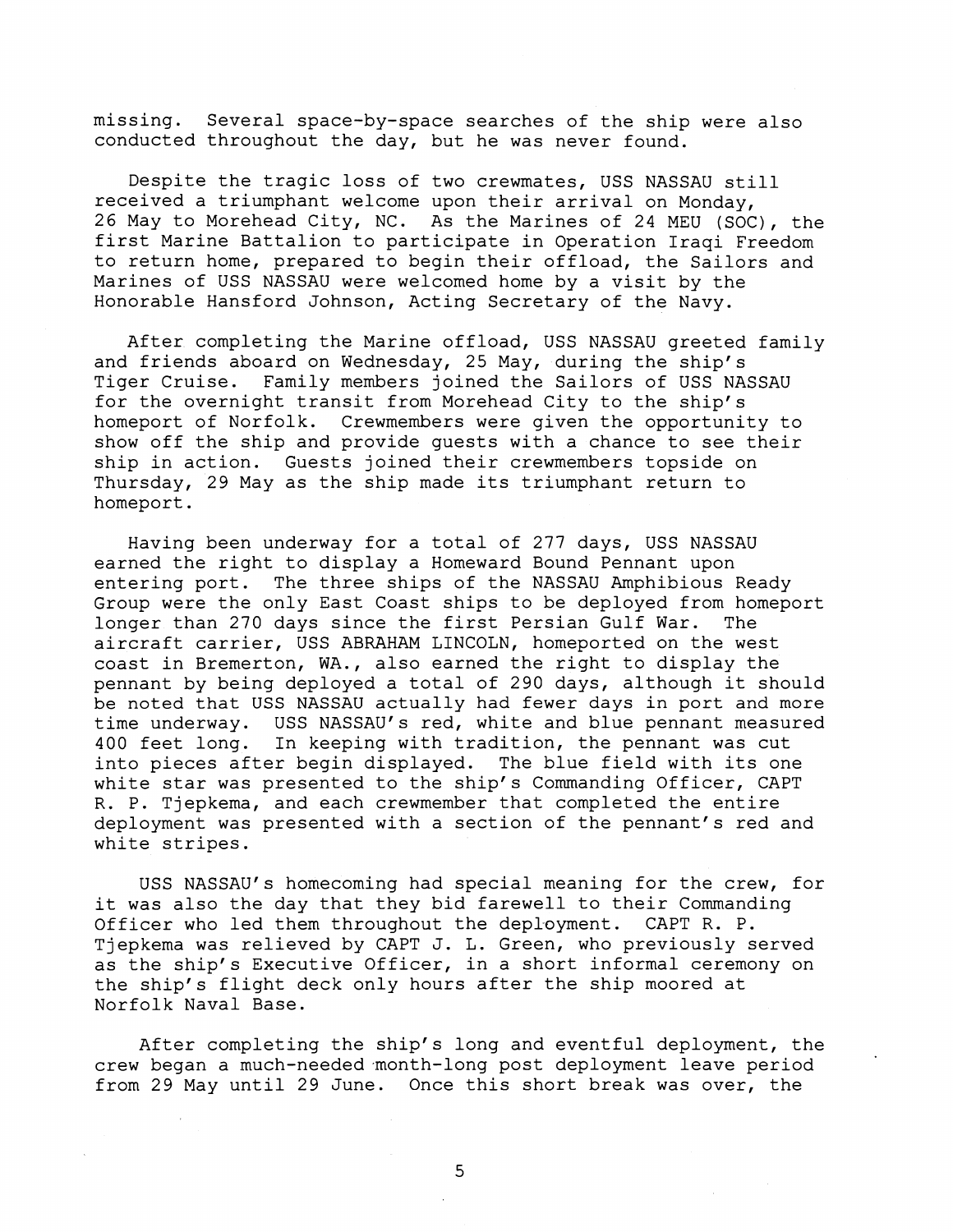missing. Several space-by-space searches of the ship were also conducted throughout the day, but he was never found.

Despite the tragic loss of two crewmates, USS NASSAU still received a triumphant welcome upon their arrival on Monday, 26 May to Morehead City, NC. As the Marines of 24 MEU (SOC), the first Marine Battalion to participate in Operation Iraqi Freedom to return home, prepared to begin their offload, the Sailors and Marines of USS NASSAU were welcomed home by a visit by the Honorable Hansford Johnson, Acting Secretary of the Navy.

After completing the Marine offload, USS NASSAU greeted family and friends aboard on Wednesday, 25 May, during the ship's Tiger Cruise. Family members joined the Sailors of USS NASSAU for the overnight transit from Morehead City to the ship's homeport of Norfolk. Crewmembers were given the opportunity to show off the ship and provide guests with a chance to see their ship in action. Guests joined their crewmembers topside on Thursday, 29 May as the ship made its triumphant return to homeport.

Having been underway for a total of 277 days, USS NASSAU earned the right to display a Homeward Bound Pennant upon entering port. The three ships of the NASSAU Amphibious Ready Group were the only East Coast ships to be deployed from homeport longer than 270 days since the first Persian Gulf War. The aircraft carrier, USS ABRAHAM LINCOLN, homeported on the west coast in Bremerton, WA., also earned the right to display the pennant by being deployed a total of 290 days, although it should be noted that USS NASSAU actually had fewer days in port and more time underway. USS NASSAU's red, white and blue pennant measured 400 feet long. In keeping with tradition, the pennant was cut into pieces after begin displayed. The blue field with its one white star was presented to the ship's Commanding Officer, CAPT R. P. Tjepkema, and each crewmember that completed the entire deployment was presented with a section of the pennant's red and white stripes.

USS NASSAU's homecoming had special meaning for the crew, for it was also the day that they bid farewell to their Commanding Officer who led them throughout the deployment. CAPT R. P. Tjepkema was relieved by CAPT J. L. Green, who previously served as the ship's Executive Officer, in a short informal ceremony on the ship's flight deck only hours after the ship moored at Norfolk Naval Base.

After completing the ship's long and eventful deployment, the crew began a much-needed month-long post deployment leave period from 29 May until 29 June. Once this short break was over, the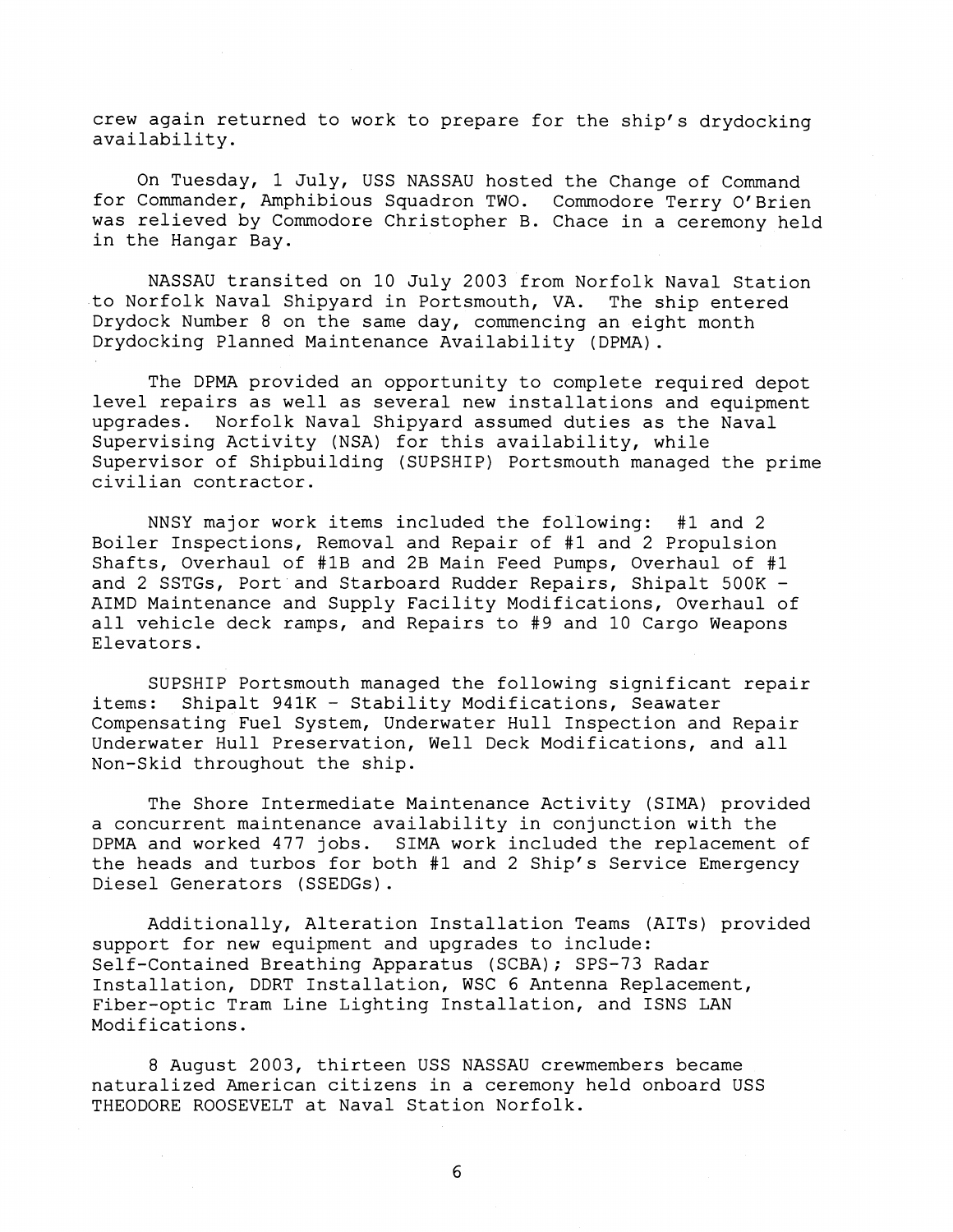crew again returned to work to prepare for the ship's drydocking availability.

On Tuesday, 1 July, USS NASSAU hosted the Change of Command for Commander, Amphibious Squadron TWO. Commodore Terry O'Brien was relieved by Commodore Christopher B. Chace in a ceremony held in the Hangar Bay.

NASSAU transited on 10 July 2003 from Norfolk Naval Station to Norfolk Naval Shipyard in Portsmouth, VA. The ship entered Drydock Number 8 on the same day, commencing an eight month Drydocking Planned Maintenance Availability (DPMA).

The DPMA provided an opportunity to complete required depot level repairs as well as several new installations and equipment upgrades. Norfolk Naval Shipyard assumed duties as the Naval Supervising Activity (NSA) for this availability, while Supervisor of Shipbuilding (SUPSHIP) Portsmouth managed the prime civilian contractor.

NNSY major work items included the following: #1 and 2 Boiler Inspections, Removal and Repair of #1 and 2 Propulsion Shafts, Overhaul of #1B and 2B Main Feed Pumps, Overhaul of #1 and 2 SSTGs, Port and Starboard Rudder Repairs, Shipalt 500K - AIMD Maintenance and Supply Facility Modifications, Overhaul of all vehicle deck ramps, and Repairs to #9 and 10 Cargo Weapons Elevators.

SUPSHIP Portsmouth managed the following significant repair items: Shipalt 941K - Stability Modifications, Seawater Compensating Fuel System, Underwater Hull Inspection and Repair Underwater Hull Preservation, Well Deck Modifications, and all Non-Skid throughout the ship.

The Shore Intermediate Maintenance Activity (SIMA) provided a concurrent maintenance availability in conjunction with the DPMA and worked 477 jobs. SIMA work included the replacement of the heads and turbos for both #1 and 2 Ship's Service Emergency Diesel Generators (SSEDGs).

Additionally, Alteration Installation Teams (AITs) provided support for new equipment and upgrades to include: Self-Contained Breathing Apparatus (SCBA); SPS-73 Radar Installation, DDRT Installation, WSC 6 Antenna Replacement, Fiber-optic Tram Line Lighting Installation, and ISNS LAN Modifications.

8 August 2003, thirteen USS NASSAU crewmembers became naturalized American citizens in a ceremony held onboard USS THEODORE ROOSEVELT at Naval Station Norfolk.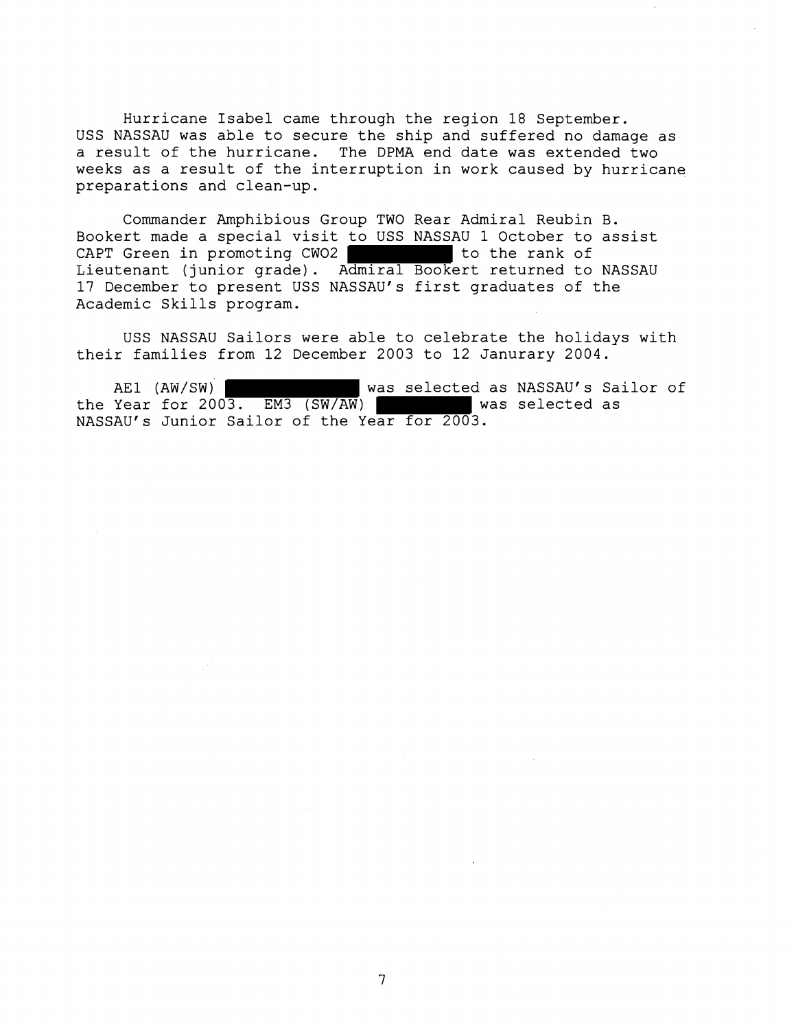Hurricane Isabel came through the region 18 September. USS NASSAU was able to secure the ship and suffered no damage as a result of the hurricane. The DPMA end date was extended two weeks as a result of the interruption in work caused by hurricane preparations and clean-up.

Commander Amphibious Group TWO Rear Admiral Reubin B. Bookert made a special visit to USS NASSAU 1 October to assist CAPT Green in promoting CWO2 [redacted] to the rank of Lieutenant (junior grade). Admiral Bookert returned to NASSAU 17 December to present USS NASSAU's first graduates of the Academic Skills program.

USS NASSAU Sailors were able to celebrate the holidays with their families from 12 December 2003 to 12 Janurary 2004.

AE1 (AW/SW) [redacted] was selected as NASSAU's Sailor of the Year for 2003. EM3 (SW/AW) [redacted] was selected as NASSAU's Junior Sailor of the Year for 2003.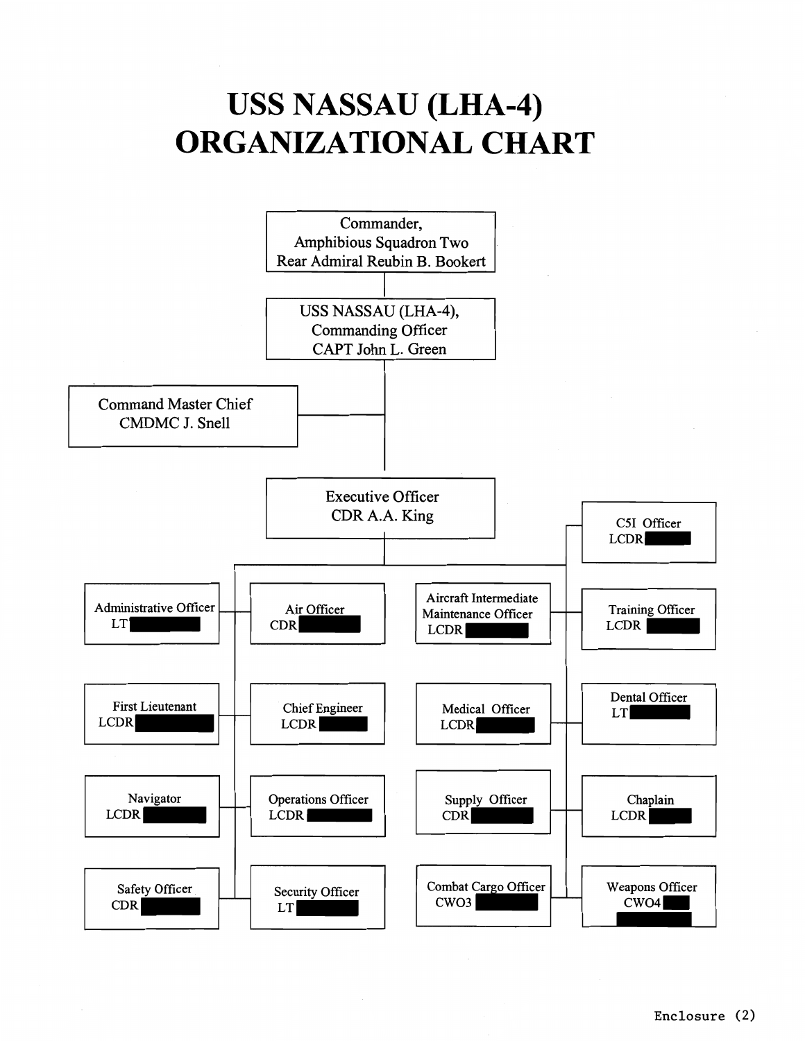# USS NASSAU (LHA-4) ORGANIZATIONAL CHART

Commander,
Amphibious Squadron Two
Rear Admiral Reubin B. Bookert

USS NASSAU (LHA-4),
Commanding Officer
CAPT John L. Green

Command Master Chief
CMDMC J. Snell

Executive Officer
CDR A.A. King

Administrative Officer
LT

Air Officer
CDR

Aircraft Intermediate Maintenance Officer
LCDR

C5I Officer
LCDR

Training Officer
LCDR

First Lieutenant
LCDR

Chief Engineer
LCDR

Medical Officer
LCDR

Dental Officer
LT

Navigator
LCDR

Operations Officer
LCDR

Supply Officer
CDR

Chaplain
LCDR

Safety Officer
CDR

Security Officer
LT

Combat Cargo Officer
CWO3

Weapons Officer
CWO4

Enclosure (2)